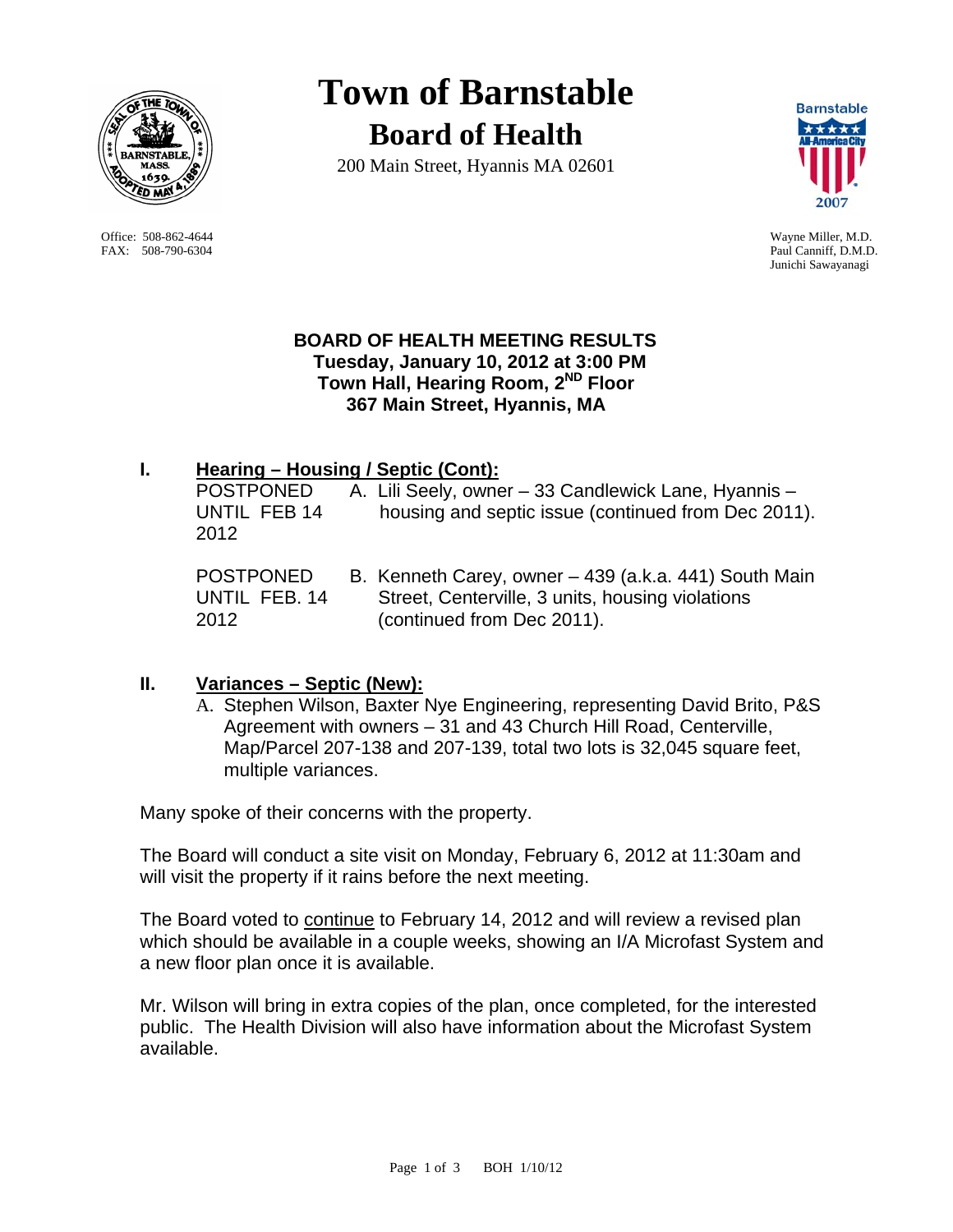# Town of Barnstable

## Board of Health

200 Main Street, Hyannis MA 02601

Office: 508-862-4644
FAX: 508-790-6304

Wayne Miller, M.D.
Paul Canniff, D.M.D.
Junichi Sawayanagi

**BOARD OF HEALTH MEETING RESULTS**
**Tuesday, January 10, 2012 at 3:00 PM**
**Town Hall, Hearing Room, 2ND Floor**
**367 Main Street, Hyannis, MA**

## I. Hearing – Housing / Septic (Cont):

POSTPONED UNTIL FEB 14 2012 — A. Lili Seely, owner – 33 Candlewick Lane, Hyannis – housing and septic issue (continued from Dec 2011).

POSTPONED UNTIL FEB. 14 2012 — B. Kenneth Carey, owner – 439 (a.k.a. 441) South Main Street, Centerville, 3 units, housing violations (continued from Dec 2011).

## II. Variances – Septic (New):

A. Stephen Wilson, Baxter Nye Engineering, representing David Brito, P&S Agreement with owners – 31 and 43 Church Hill Road, Centerville, Map/Parcel 207-138 and 207-139, total two lots is 32,045 square feet, multiple variances.

Many spoke of their concerns with the property.

The Board will conduct a site visit on Monday, February 6, 2012 at 11:30am and will visit the property if it rains before the next meeting.

The Board voted to continue to February 14, 2012 and will review a revised plan which should be available in a couple weeks, showing an I/A Microfast System and a new floor plan once it is available.

Mr. Wilson will bring in extra copies of the plan, once completed, for the interested public. The Health Division will also have information about the Microfast System available.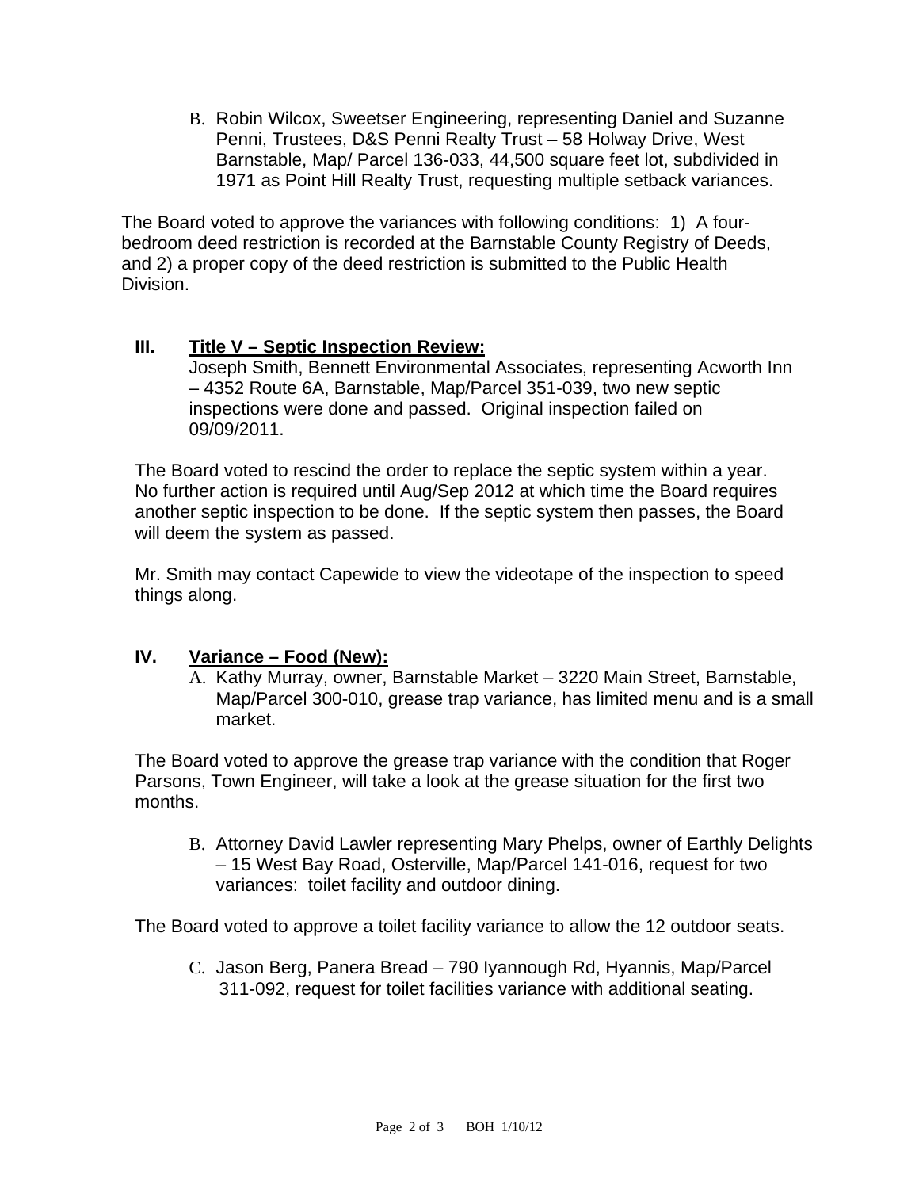B. Robin Wilcox, Sweetser Engineering, representing Daniel and Suzanne Penni, Trustees, D&S Penni Realty Trust – 58 Holway Drive, West Barnstable, Map/ Parcel 136-033, 44,500 square feet lot, subdivided in 1971 as Point Hill Realty Trust, requesting multiple setback variances.

The Board voted to approve the variances with following conditions: 1) A four-bedroom deed restriction is recorded at the Barnstable County Registry of Deeds, and 2) a proper copy of the deed restriction is submitted to the Public Health Division.

## III. Title V – Septic Inspection Review:

Joseph Smith, Bennett Environmental Associates, representing Acworth Inn – 4352 Route 6A, Barnstable, Map/Parcel 351-039, two new septic inspections were done and passed. Original inspection failed on 09/09/2011.

The Board voted to rescind the order to replace the septic system within a year. No further action is required until Aug/Sep 2012 at which time the Board requires another septic inspection to be done. If the septic system then passes, the Board will deem the system as passed.

Mr. Smith may contact Capewide to view the videotape of the inspection to speed things along.

## IV. Variance – Food (New):

A. Kathy Murray, owner, Barnstable Market – 3220 Main Street, Barnstable, Map/Parcel 300-010, grease trap variance, has limited menu and is a small market.

The Board voted to approve the grease trap variance with the condition that Roger Parsons, Town Engineer, will take a look at the grease situation for the first two months.

B. Attorney David Lawler representing Mary Phelps, owner of Earthly Delights – 15 West Bay Road, Osterville, Map/Parcel 141-016, request for two variances: toilet facility and outdoor dining.

The Board voted to approve a toilet facility variance to allow the 12 outdoor seats.

C. Jason Berg, Panera Bread – 790 Iyannough Rd, Hyannis, Map/Parcel 311-092, request for toilet facilities variance with additional seating.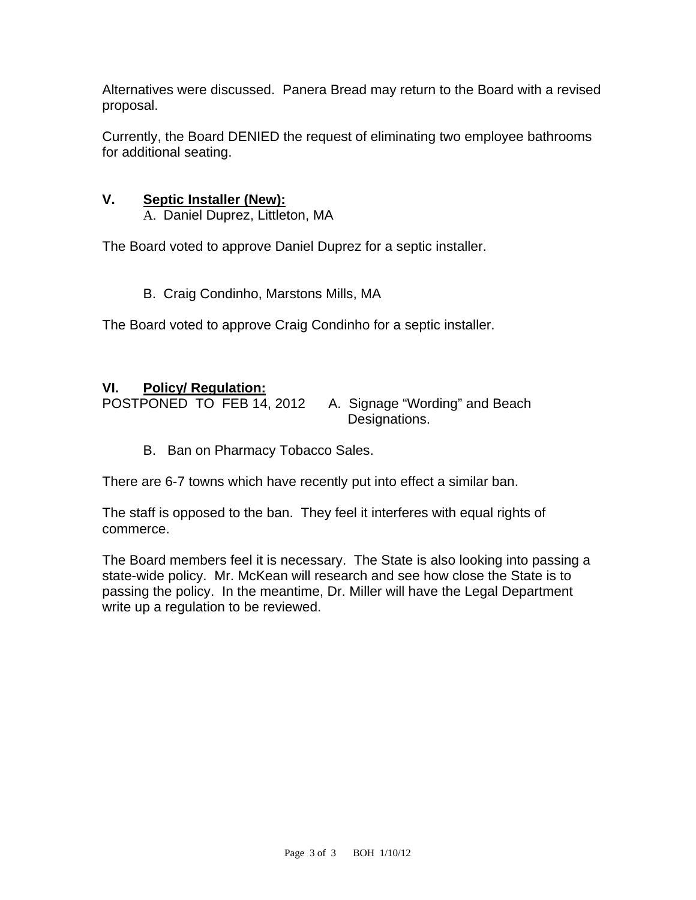Alternatives were discussed. Panera Bread may return to the Board with a revised proposal.

Currently, the Board DENIED the request of eliminating two employee bathrooms for additional seating.

## V. Septic Installer (New):

A. Daniel Duprez, Littleton, MA

The Board voted to approve Daniel Duprez for a septic installer.

B. Craig Condinho, Marstons Mills, MA

The Board voted to approve Craig Condinho for a septic installer.

## VI. Policy/ Regulation:

POSTPONED TO FEB 14, 2012 A. Signage "Wording" and Beach Designations.

B. Ban on Pharmacy Tobacco Sales.

There are 6-7 towns which have recently put into effect a similar ban.

The staff is opposed to the ban. They feel it interferes with equal rights of commerce.

The Board members feel it is necessary. The State is also looking into passing a state-wide policy. Mr. McKean will research and see how close the State is to passing the policy. In the meantime, Dr. Miller will have the Legal Department write up a regulation to be reviewed.